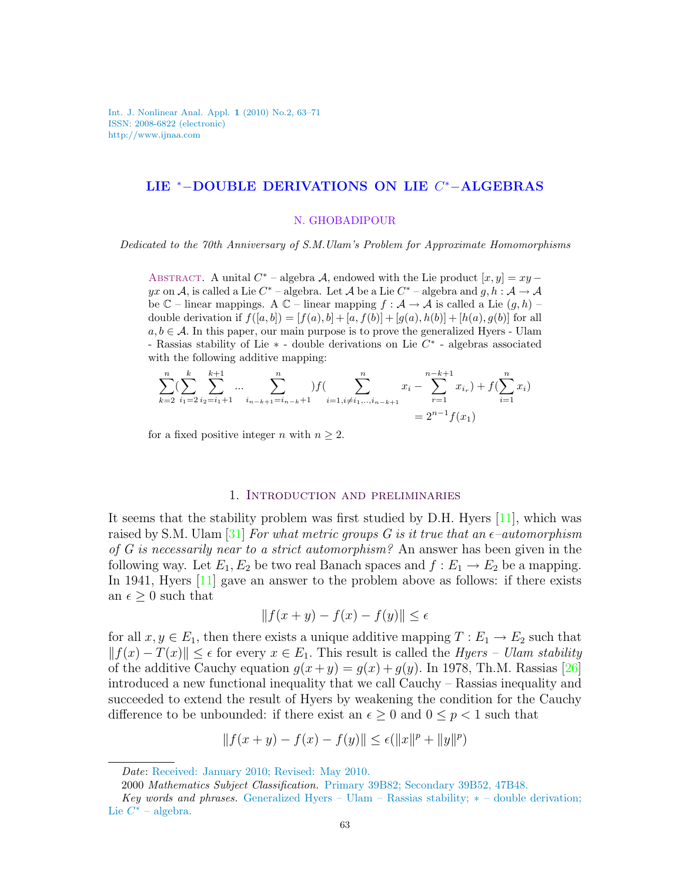# LIE $^*$–DOUBLE DERIVATIONS ON LIE $C^*$–ALGEBRAS

N. GHOBADIPOUR

*Dedicated to the 70th Anniversary of S.M.Ulam's Problem for Approximate Homomorphisms*

ABSTRACT. A unital $C^*$ – algebra $\mathcal{A}$, endowed with the Lie product $[x,y] = xy - yx$ on $\mathcal{A}$, is called a Lie $C^*$ – algebra. Let $\mathcal{A}$ be a Lie $C^*$ – algebra and $g, h : \mathcal{A} \to \mathcal{A}$ be $\mathbb{C}$ – linear mappings. A $\mathbb{C}$ – linear mapping $f : \mathcal{A} \to \mathcal{A}$ is called a Lie $(g,h)$ – double derivation if $f([a,b]) = [f(a), b] + [a, f(b)] + [g(a), h(b)] + [h(a), g(b)]$ for all $a, b \in \mathcal{A}$. In this paper, our main purpose is to prove the generalized Hyers - Ulam - Rassias stability of Lie $*$ - double derivations on Lie $C^*$ - algebras associated with the following additive mapping:

$$\sum_{k=2}^{n}\Big(\sum_{i_1=2}^{k}\sum_{i_2=i_1+1}^{k+1}\cdots\sum_{i_{n-k+1}=i_{n-k}+1}^{n}\Big)f\Big(\sum_{i=1,i\neq i_1,..,i_{n-k+1}}^{n}x_i-\sum_{r=1}^{n-k+1}x_{i_r}\Big)+f\Big(\sum_{i=1}^{n}x_i\Big)=2^{n-1}f(x_1)$$

for a fixed positive integer $n$ with $n \geq 2$.

## 1. Introduction and preliminaries

It seems that the stability problem was first studied by D.H. Hyers [11], which was raised by S.M. Ulam [31] *For what metric groups $G$ is it true that an $\epsilon$–automorphism of $G$ is necessarily near to a strict automorphism?* An answer has been given in the following way. Let $E_1, E_2$ be two real Banach spaces and $f : E_1 \to E_2$ be a mapping. In 1941, Hyers [11] gave an answer to the problem above as follows: if there exists an $\epsilon \geq 0$ such that

$$\|f(x+y) - f(x) - f(y)\| \leq \epsilon$$

for all $x, y \in E_1$, then there exists a unique additive mapping $T : E_1 \to E_2$ such that $\|f(x) - T(x)\| \leq \epsilon$ for every $x \in E_1$. This result is called the *Hyers – Ulam stability* of the additive Cauchy equation $g(x+y) = g(x) + g(y)$. In 1978, Th.M. Rassias [26] introduced a new functional inequality that we call Cauchy – Rassias inequality and succeeded to extend the result of Hyers by weakening the condition for the Cauchy difference to be unbounded: if there exist an $\epsilon \geq 0$ and $0 \leq p < 1$ such that

$$\|f(x+y) - f(x) - f(y)\| \leq \epsilon(\|x\|^p + \|y\|^p)$$

*Date*: Received: January 2010; Revised: May 2010.

2000 *Mathematics Subject Classification.* Primary 39B82; Secondary 39B52, 47B48.

*Key words and phrases.* Generalized Hyers – Ulam – Rassias stability; $*$ – double derivation; Lie $C^*$ – algebra.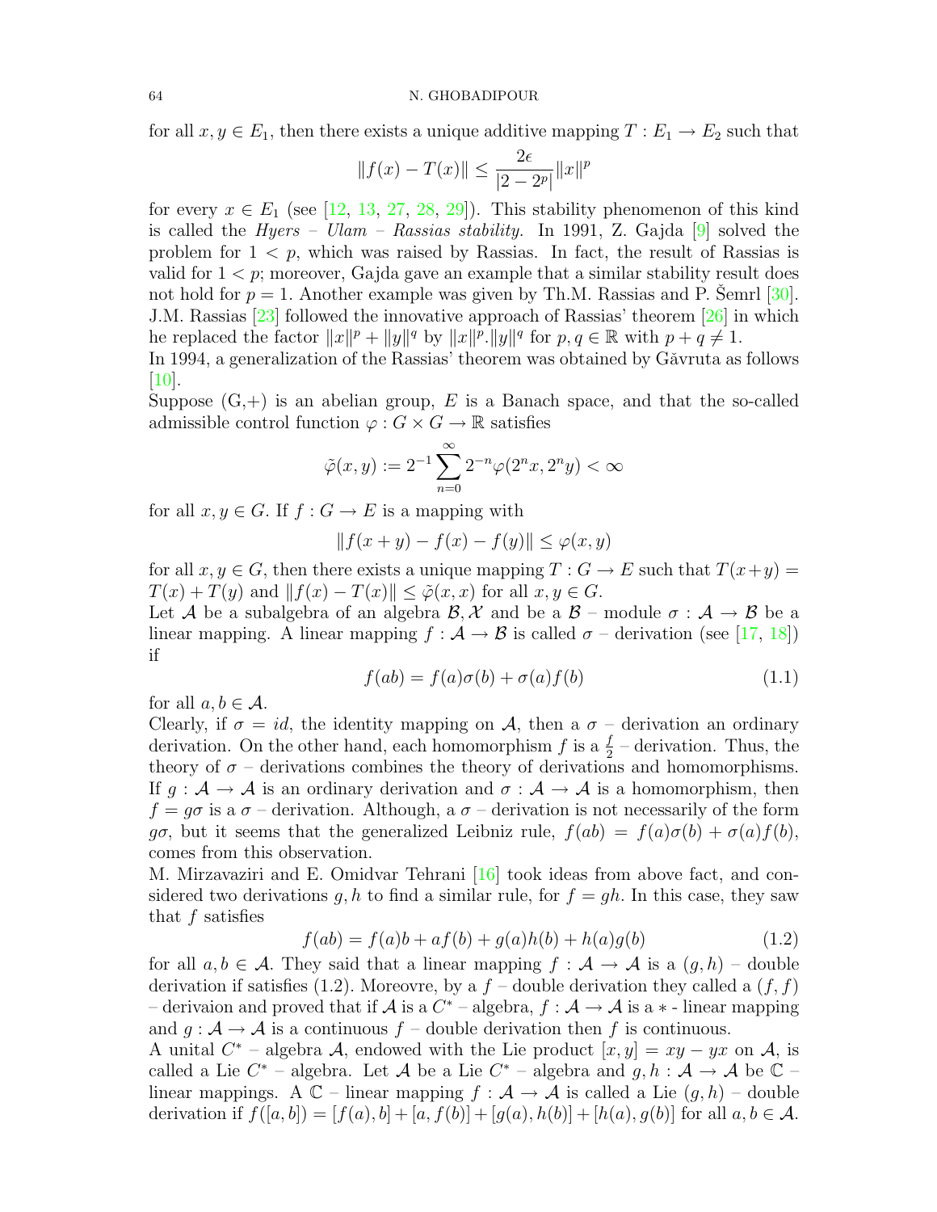for all $x, y \in E_1$, then there exists a unique additive mapping $T : E_1 \to E_2$ such that

$$\|f(x) - T(x)\| \leq \frac{2\epsilon}{|2 - 2^p|}\|x\|^p$$

for every $x \in E_1$ (see [12, 13, 27, 28, 29]). This stability phenomenon of this kind is called the *Hyers – Ulam – Rassias stability*. In 1991, Z. Gajda [9] solved the problem for $1 < p$, which was raised by Rassias. In fact, the result of Rassias is valid for $1 < p$; moreover, Gajda gave an example that a similar stability result does not hold for $p = 1$. Another example was given by Th.M. Rassias and P. Šemrl [30]. J.M. Rassias [23] followed the innovative approach of Rassias' theorem [26] in which he replaced the factor $\|x\|^p + \|y\|^q$ by $\|x\|^p.\|y\|^q$ for $p, q \in \mathbb{R}$ with $p + q \neq 1$.
In 1994, a generalization of the Rassias' theorem was obtained by Găvruta as follows [10].
Suppose (G,+) is an abelian group, $E$ is a Banach space, and that the so-called admissible control function $\varphi : G \times G \to \mathbb{R}$ satisfies

$$\tilde{\varphi}(x, y) := 2^{-1}\sum_{n=0}^{\infty} 2^{-n}\varphi(2^n x, 2^n y) < \infty$$

for all $x, y \in G$. If $f : G \to E$ is a mapping with

$$\|f(x + y) - f(x) - f(y)\| \leq \varphi(x, y)$$

for all $x, y \in G$, then there exists a unique mapping $T : G \to E$ such that $T(x+y) = T(x) + T(y)$ and $\|f(x) - T(x)\| \leq \tilde{\varphi}(x, x)$ for all $x, y \in G$.
Let $\mathcal{A}$ be a subalgebra of an algebra $\mathcal{B}, \mathcal{X}$ and be a $\mathcal{B}$ – module $\sigma : \mathcal{A} \to \mathcal{B}$ be a linear mapping. A linear mapping $f : \mathcal{A} \to \mathcal{B}$ is called $\sigma$ – derivation (see [17, 18]) if

$$f(ab) = f(a)\sigma(b) + \sigma(a)f(b) \tag{1.1}$$

for all $a, b \in \mathcal{A}$.
Clearly, if $\sigma = id$, the identity mapping on $\mathcal{A}$, then a $\sigma$ – derivation an ordinary derivation. On the other hand, each homomorphism $f$ is a $\frac{f}{2}$ – derivation. Thus, the theory of $\sigma$ – derivations combines the theory of derivations and homomorphisms. If $g : \mathcal{A} \to \mathcal{A}$ is an ordinary derivation and $\sigma : \mathcal{A} \to \mathcal{A}$ is a homomorphism, then $f = g\sigma$ is a $\sigma$ – derivation. Although, a $\sigma$ – derivation is not necessarily of the form $g\sigma$, but it seems that the generalized Leibniz rule, $f(ab) = f(a)\sigma(b) + \sigma(a)f(b)$, comes from this observation.
M. Mirzavaziri and E. Omidvar Tehrani [16] took ideas from above fact, and considered two derivations $g, h$ to find a similar rule, for $f = gh$. In this case, they saw that $f$ satisfies

$$f(ab) = f(a)b + af(b) + g(a)h(b) + h(a)g(b) \tag{1.2}$$

for all $a, b \in \mathcal{A}$. They said that a linear mapping $f : \mathcal{A} \to \mathcal{A}$ is a $(g, h)$ – double derivation if satisfies (1.2). Moreovre, by a $f$ – double derivation they called a $(f, f)$ – derivaion and proved that if $\mathcal{A}$ is a $C^*$ – algebra, $f : \mathcal{A} \to \mathcal{A}$ is a $*$ - linear mapping and $g : \mathcal{A} \to \mathcal{A}$ is a continuous $f$ – double derivation then $f$ is continuous.
A unital $C^*$ – algebra $\mathcal{A}$, endowed with the Lie product $[x, y] = xy - yx$ on $\mathcal{A}$, is called a Lie $C^*$ – algebra. Let $\mathcal{A}$ be a Lie $C^*$ – algebra and $g, h : \mathcal{A} \to \mathcal{A}$ be $\mathbb{C}$ – linear mappings. A $\mathbb{C}$ – linear mapping $f : \mathcal{A} \to \mathcal{A}$ is called a Lie $(g, h)$ – double derivation if $f([a, b]) = [f(a), b] + [a, f(b)] + [g(a), h(b)] + [h(a), g(b)]$ for all $a, b \in \mathcal{A}$.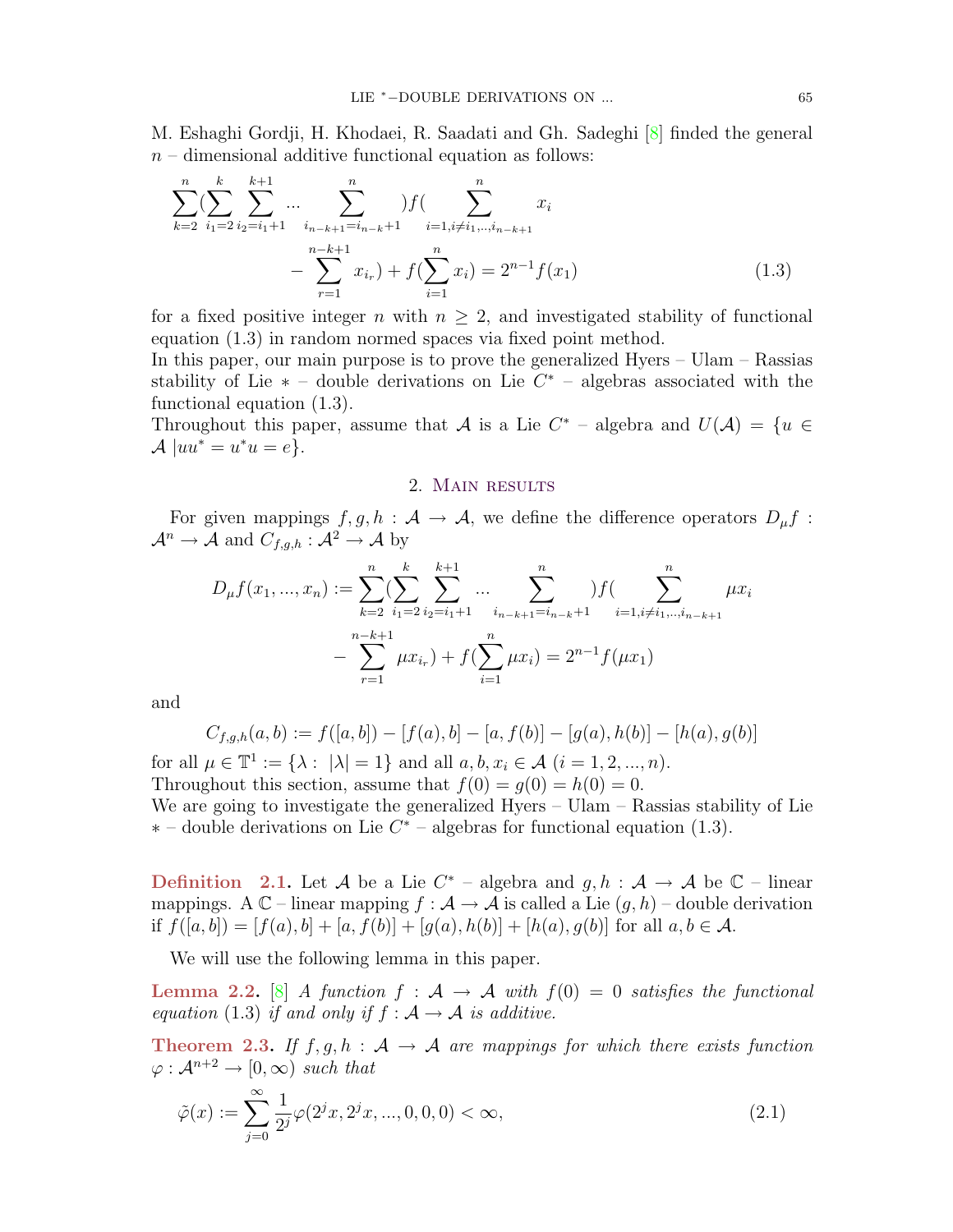M. Eshaghi Gordji, H. Khodaei, R. Saadati and Gh. Sadeghi [8] finded the general $n$ – dimensional additive functional equation as follows:

$$\sum_{k=2}^{n}(\sum_{i_1=2}^{k}\sum_{i_2=i_1+1}^{k+1}\cdots\sum_{i_{n-k+1}=i_{n-k}+1}^{n})f(\sum_{i=1,i\neq i_1,..,i_{n-k+1}}^{n}x_i - \sum_{r=1}^{n-k+1}x_{i_r}) + f(\sum_{i=1}^{n}x_i) = 2^{n-1}f(x_1) \tag{1.3}$$

for a fixed positive integer $n$ with $n \geq 2$, and investigated stability of functional equation (1.3) in random normed spaces via fixed point method.

In this paper, our main purpose is to prove the generalized Hyers – Ulam – Rassias stability of Lie $*$ – double derivations on Lie $C^*$ – algebras associated with the functional equation (1.3).

Throughout this paper, assume that $\mathcal{A}$ is a Lie $C^*$ – algebra and $U(\mathcal{A}) = \{u \in \mathcal{A} \,|uu^* = u^*u = e\}$.

## 2. Main results

For given mappings $f, g, h : \mathcal{A} \to \mathcal{A}$, we define the difference operators $D_\mu f : \mathcal{A}^n \to \mathcal{A}$ and $C_{f,g,h} : \mathcal{A}^2 \to \mathcal{A}$ by

$$D_\mu f(x_1, ..., x_n) := \sum_{k=2}^{n}(\sum_{i_1=2}^{k}\sum_{i_2=i_1+1}^{k+1}\cdots\sum_{i_{n-k+1}=i_{n-k}+1}^{n})f(\sum_{i=1,i\neq i_1,..,i_{n-k+1}}^{n}\mu x_i - \sum_{r=1}^{n-k+1}\mu x_{i_r}) + f(\sum_{i=1}^{n}\mu x_i) = 2^{n-1}f(\mu x_1)$$

and

$$C_{f,g,h}(a, b) := f([a, b]) - [f(a), b] - [a, f(b)] - [g(a), h(b)] - [h(a), g(b)]$$

for all $\mu \in \mathbb{T}^1 := \{\lambda : \; |\lambda| = 1\}$ and all $a, b, x_i \in \mathcal{A}$ $(i = 1, 2, ..., n)$.

Throughout this section, assume that $f(0) = g(0) = h(0) = 0$.

We are going to investigate the generalized Hyers – Ulam – Rassias stability of Lie $*$ – double derivations on Lie $C^*$ – algebras for functional equation (1.3).

**Definition 2.1.** Let $\mathcal{A}$ be a Lie $C^*$ – algebra and $g, h : \mathcal{A} \to \mathcal{A}$ be $\mathbb{C}$ – linear mappings. A $\mathbb{C}$ – linear mapping $f : \mathcal{A} \to \mathcal{A}$ is called a Lie $(g, h)$ – double derivation if $f([a, b]) = [f(a), b] + [a, f(b)] + [g(a), h(b)] + [h(a), g(b)]$ for all $a, b \in \mathcal{A}$.

We will use the following lemma in this paper.

**Lemma 2.2.** [8] *A function $f : \mathcal{A} \to \mathcal{A}$ with $f(0) = 0$ satisfies the functional equation* (1.3) *if and only if $f : \mathcal{A} \to \mathcal{A}$ is additive.*

**Theorem 2.3.** *If $f, g, h : \mathcal{A} \to \mathcal{A}$ are mappings for which there exists function $\varphi : \mathcal{A}^{n+2} \to [0, \infty)$ such that*

$$\tilde{\varphi}(x) := \sum_{j=0}^{\infty}\frac{1}{2^j}\varphi(2^j x, 2^j x, ..., 0, 0, 0) < \infty, \tag{2.1}$$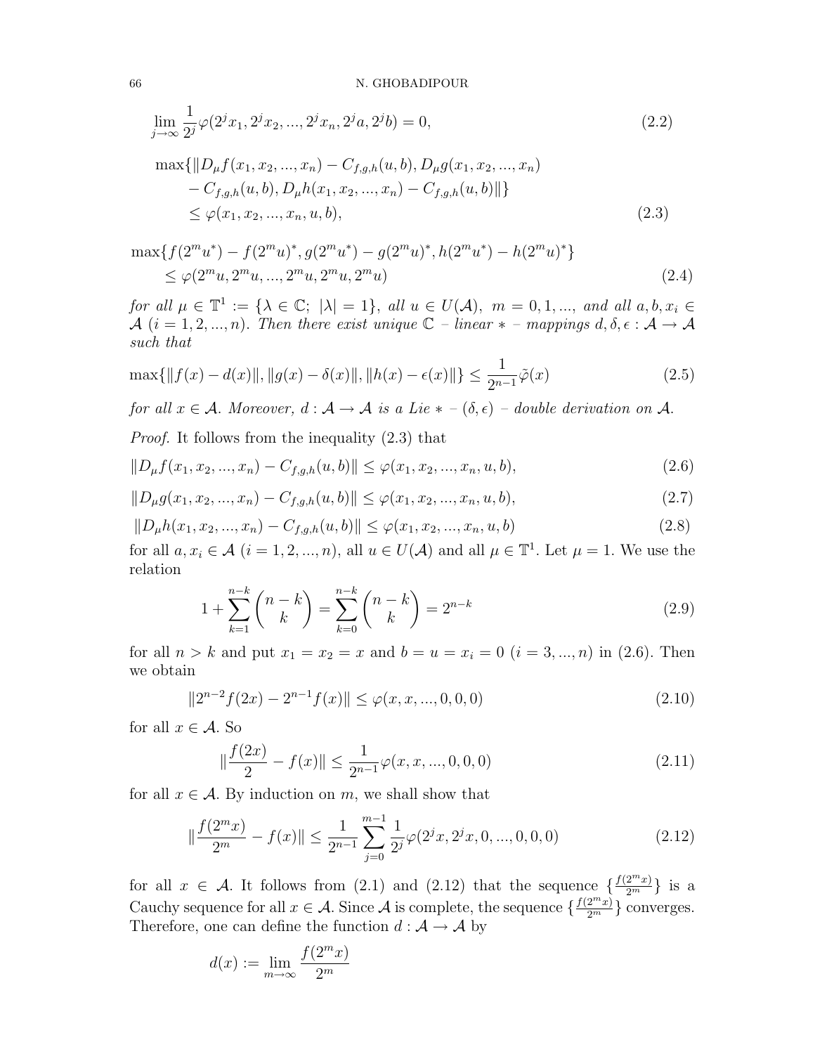$$\lim_{j\to\infty}\frac{1}{2^j}\varphi(2^jx_1,2^jx_2,...,2^jx_n,2^ja,2^jb)=0, \tag{2.2}$$

$$\begin{aligned}&\max\{\|D_\mu f(x_1,x_2,...,x_n)-C_{f,g,h}(u,b),D_\mu g(x_1,x_2,...,x_n)\\&\quad -C_{f,g,h}(u,b),D_\mu h(x_1,x_2,...,x_n)-C_{f,g,h}(u,b)\|\}\\&\quad\leq\varphi(x_1,x_2,...,x_n,u,b),\end{aligned} \tag{2.3}$$

$$\begin{aligned}&\max\{f(2^mu^*)-f(2^mu)^*,g(2^mu^*)-g(2^mu)^*,h(2^mu^*)-h(2^mu)^*\}\\&\quad\leq\varphi(2^mu,2^mu,...,2^mu,2^mu,2^mu)\end{aligned} \tag{2.4}$$

*for all* $\mu\in\mathbb{T}^1:=\{\lambda\in\mathbb{C};\ |\lambda|=1\}$, *all* $u\in U(\mathcal{A})$, $m=0,1,...,$ *and all* $a,b,x_i\in\mathcal{A}$ $(i=1,2,...,n)$. *Then there exist unique* $\mathbb{C}$ *– linear* $*$ *– mappings* $d,\delta,\epsilon:\mathcal{A}\to\mathcal{A}$ *such that*

$$\max\{\|f(x)-d(x)\|,\|g(x)-\delta(x)\|,\|h(x)-\epsilon(x)\|\}\leq\frac{1}{2^{n-1}}\tilde{\varphi}(x) \tag{2.5}$$

*for all* $x\in\mathcal{A}$. *Moreover,* $d:\mathcal{A}\to\mathcal{A}$ *is a Lie* $*$ *–* $(\delta,\epsilon)$ *– double derivation on* $\mathcal{A}$.

*Proof.* It follows from the inequality (2.3) that

$$\|D_\mu f(x_1,x_2,...,x_n)-C_{f,g,h}(u,b)\|\leq\varphi(x_1,x_2,...,x_n,u,b), \tag{2.6}$$

$$\|D_\mu g(x_1,x_2,...,x_n)-C_{f,g,h}(u,b)\|\leq\varphi(x_1,x_2,...,x_n,u,b), \tag{2.7}$$

$$\|D_\mu h(x_1,x_2,...,x_n)-C_{f,g,h}(u,b)\|\leq\varphi(x_1,x_2,...,x_n,u,b) \tag{2.8}$$

for all $a,x_i\in\mathcal{A}$ $(i=1,2,...,n)$, all $u\in U(\mathcal{A})$ and all $\mu\in\mathbb{T}^1$. Let $\mu=1$. We use the relation

$$1+\sum_{k=1}^{n-k}\binom{n-k}{k}=\sum_{k=0}^{n-k}\binom{n-k}{k}=2^{n-k} \tag{2.9}$$

for all $n>k$ and put $x_1=x_2=x$ and $b=u=x_i=0$ $(i=3,...,n)$ in (2.6). Then we obtain

$$\|2^{n-2}f(2x)-2^{n-1}f(x)\|\leq\varphi(x,x,...,0,0,0) \tag{2.10}$$

for all $x\in\mathcal{A}$. So

$$\|\frac{f(2x)}{2}-f(x)\|\leq\frac{1}{2^{n-1}}\varphi(x,x,...,0,0,0) \tag{2.11}$$

for all $x\in\mathcal{A}$. By induction on $m$, we shall show that

$$\|\frac{f(2^mx)}{2^m}-f(x)\|\leq\frac{1}{2^{n-1}}\sum_{j=0}^{m-1}\frac{1}{2^j}\varphi(2^jx,2^jx,0,...,0,0,0) \tag{2.12}$$

for all $x\in\mathcal{A}$. It follows from (2.1) and (2.12) that the sequence $\{\frac{f(2^mx)}{2^m}\}$ is a Cauchy sequence for all $x\in\mathcal{A}$. Since $\mathcal{A}$ is complete, the sequence $\{\frac{f(2^mx)}{2^m}\}$ converges. Therefore, one can define the function $d:\mathcal{A}\to\mathcal{A}$ by

$$d(x):=\lim_{m\to\infty}\frac{f(2^mx)}{2^m}$$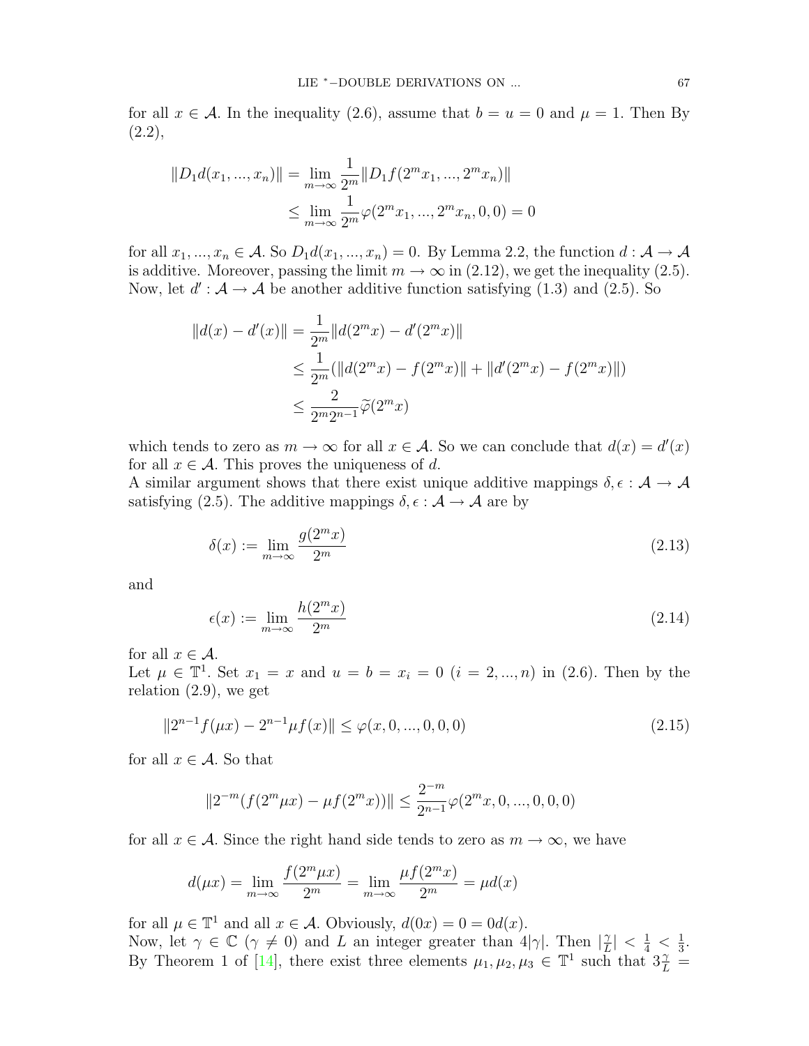for all $x \in \mathcal{A}$. In the inequality (2.6), assume that $b = u = 0$ and $\mu = 1$. Then By (2.2),

$$\begin{aligned}\|D_1 d(x_1, ..., x_n)\| &= \lim_{m\to\infty} \frac{1}{2^m}\|D_1 f(2^m x_1, ..., 2^m x_n)\| \\ &\leq \lim_{m\to\infty} \frac{1}{2^m}\varphi(2^m x_1, ..., 2^m x_n, 0, 0) = 0\end{aligned}$$

for all $x_1, ..., x_n \in \mathcal{A}$. So $D_1 d(x_1, ..., x_n) = 0$. By Lemma 2.2, the function $d : \mathcal{A} \to \mathcal{A}$ is additive. Moreover, passing the limit $m \to \infty$ in (2.12), we get the inequality (2.5). Now, let $d' : \mathcal{A} \to \mathcal{A}$ be another additive function satisfying (1.3) and (2.5). So

$$\begin{aligned}\|d(x) - d'(x)\| &= \frac{1}{2^m}\|d(2^m x) - d'(2^m x)\| \\ &\leq \frac{1}{2^m}(\|d(2^m x) - f(2^m x)\| + \|d'(2^m x) - f(2^m x)\|) \\ &\leq \frac{2}{2^m 2^{n-1}}\widetilde{\varphi}(2^m x)\end{aligned}$$

which tends to zero as $m \to \infty$ for all $x \in \mathcal{A}$. So we can conclude that $d(x) = d'(x)$ for all $x \in \mathcal{A}$. This proves the uniqueness of $d$.

A similar argument shows that there exist unique additive mappings $\delta, \epsilon : \mathcal{A} \to \mathcal{A}$ satisfying (2.5). The additive mappings $\delta, \epsilon : \mathcal{A} \to \mathcal{A}$ are by

$$\delta(x) := \lim_{m\to\infty} \frac{g(2^m x)}{2^m} \tag{2.13}$$

and

$$\epsilon(x) := \lim_{m\to\infty} \frac{h(2^m x)}{2^m} \tag{2.14}$$

for all $x \in \mathcal{A}$.

Let $\mu \in \mathbb{T}^1$. Set $x_1 = x$ and $u = b = x_i = 0$ $(i = 2, ..., n)$ in (2.6). Then by the relation (2.9), we get

$$\|2^{n-1} f(\mu x) - 2^{n-1}\mu f(x)\| \leq \varphi(x, 0, ..., 0, 0, 0) \tag{2.15}$$

for all $x \in \mathcal{A}$. So that

$$\|2^{-m}(f(2^m \mu x) - \mu f(2^m x))\| \leq \frac{2^{-m}}{2^{n-1}}\varphi(2^m x, 0, ..., 0, 0, 0)$$

for all $x \in \mathcal{A}$. Since the right hand side tends to zero as $m \to \infty$, we have

$$d(\mu x) = \lim_{m\to\infty} \frac{f(2^m \mu x)}{2^m} = \lim_{m\to\infty} \frac{\mu f(2^m x)}{2^m} = \mu d(x)$$

for all $\mu \in \mathbb{T}^1$ and all $x \in \mathcal{A}$. Obviously, $d(0x) = 0 = 0d(x)$.

Now, let $\gamma \in \mathbb{C}$ $(\gamma \neq 0)$ and $L$ an integer greater than $4|\gamma|$. Then $|\frac{\gamma}{L}| < \frac{1}{4} < \frac{1}{3}$. By Theorem 1 of [14], there exist three elements $\mu_1, \mu_2, \mu_3 \in \mathbb{T}^1$ such that $3\frac{\gamma}{L} =$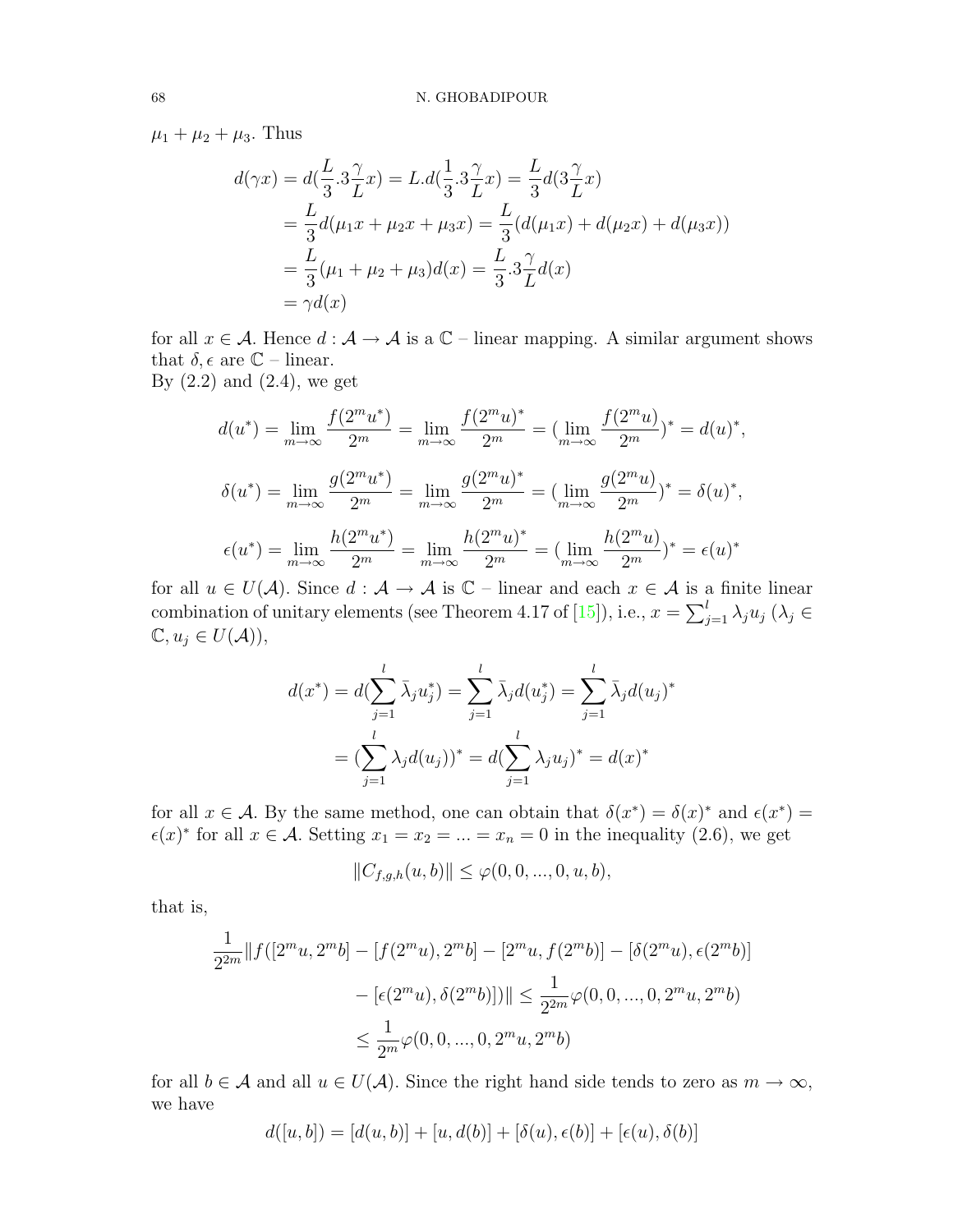$\mu_1 + \mu_2 + \mu_3$. Thus

$$
\begin{aligned}
d(\gamma x) &= d(\frac{L}{3}.3\frac{\gamma}{L}x) = L.d(\frac{1}{3}.3\frac{\gamma}{L}x) = \frac{L}{3}d(3\frac{\gamma}{L}x) \\
&= \frac{L}{3}d(\mu_1 x + \mu_2 x + \mu_3 x) = \frac{L}{3}(d(\mu_1 x) + d(\mu_2 x) + d(\mu_3 x)) \\
&= \frac{L}{3}(\mu_1 + \mu_2 + \mu_3)d(x) = \frac{L}{3}.3\frac{\gamma}{L}d(x) \\
&= \gamma d(x)
\end{aligned}
$$

for all $x \in \mathcal{A}$. Hence $d : \mathcal{A} \to \mathcal{A}$ is a $\mathbb{C}$ – linear mapping. A similar argument shows that $\delta, \epsilon$ are $\mathbb{C}$ – linear.
By (2.2) and (2.4), we get

$$
d(u^*) = \lim_{m\to\infty} \frac{f(2^m u^*)}{2^m} = \lim_{m\to\infty} \frac{f(2^m u)^*}{2^m} = (\lim_{m\to\infty} \frac{f(2^m u)}{2^m})^* = d(u)^*,
$$

$$
\delta(u^*) = \lim_{m\to\infty} \frac{g(2^m u^*)}{2^m} = \lim_{m\to\infty} \frac{g(2^m u)^*}{2^m} = (\lim_{m\to\infty} \frac{g(2^m u)}{2^m})^* = \delta(u)^*,
$$

$$
\epsilon(u^*) = \lim_{m\to\infty} \frac{h(2^m u^*)}{2^m} = \lim_{m\to\infty} \frac{h(2^m u)^*}{2^m} = (\lim_{m\to\infty} \frac{h(2^m u)}{2^m})^* = \epsilon(u)^*
$$

for all $u \in U(\mathcal{A})$. Since $d : \mathcal{A} \to \mathcal{A}$ is $\mathbb{C}$ – linear and each $x \in \mathcal{A}$ is a finite linear combination of unitary elements (see Theorem 4.17 of [15]), i.e., $x = \sum_{j=1}^{l} \lambda_j u_j$ ($\lambda_j \in \mathbb{C}, u_j \in U(\mathcal{A})$),

$$
\begin{aligned}
d(x^*) &= d(\sum_{j=1}^{l} \bar{\lambda}_j u_j^*) = \sum_{j=1}^{l} \bar{\lambda}_j d(u_j^*) = \sum_{j=1}^{l} \bar{\lambda}_j d(u_j)^* \\
&= (\sum_{j=1}^{l} \lambda_j d(u_j))^* = d(\sum_{j=1}^{l} \lambda_j u_j)^* = d(x)^*
\end{aligned}
$$

for all $x \in \mathcal{A}$. By the same method, one can obtain that $\delta(x^*) = \delta(x)^*$ and $\epsilon(x^*) = \epsilon(x)^*$ for all $x \in \mathcal{A}$. Setting $x_1 = x_2 = ... = x_n = 0$ in the inequality (2.6), we get

$$
\|C_{f,g,h}(u, b)\| \le \varphi(0, 0, ..., 0, u, b),
$$

that is,

$$
\begin{aligned}
\frac{1}{2^{2m}} \| f([2^m u, 2^m b] &- [f(2^m u), 2^m b] - [2^m u, f(2^m b)] - [\delta(2^m u), \epsilon(2^m b)] \\
&- [\epsilon(2^m u), \delta(2^m b)]) \| \le \frac{1}{2^{2m}} \varphi(0, 0, ..., 0, 2^m u, 2^m b) \\
&\le \frac{1}{2^m} \varphi(0, 0, ..., 0, 2^m u, 2^m b)
\end{aligned}
$$

for all $b \in \mathcal{A}$ and all $u \in U(\mathcal{A})$. Since the right hand side tends to zero as $m \to \infty$, we have

$$
d([u, b]) = [d(u, b)] + [u, d(b)] + [\delta(u), \epsilon(b)] + [\epsilon(u), \delta(b)]
$$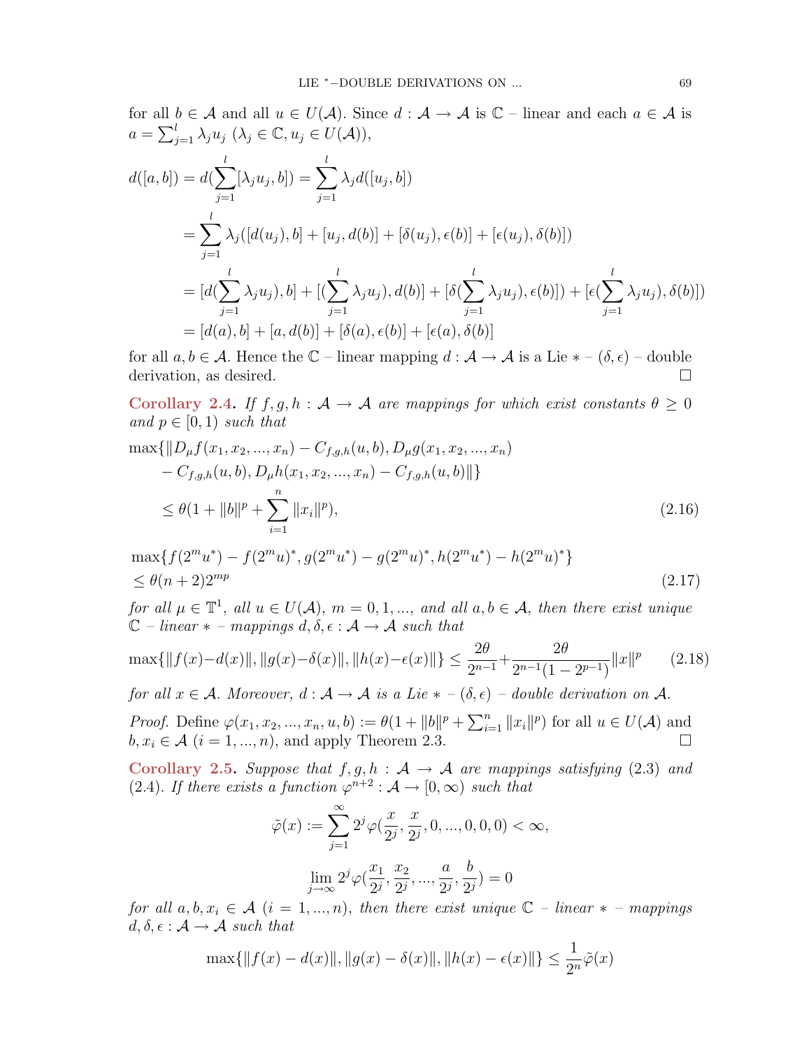for all $b \in \mathcal{A}$ and all $u \in U(\mathcal{A})$. Since $d : \mathcal{A} \to \mathcal{A}$ is $\mathbb{C}$ – linear and each $a \in \mathcal{A}$ is $a = \sum_{j=1}^{l} \lambda_j u_j$ ($\lambda_j \in \mathbb{C}, u_j \in U(\mathcal{A})$),

$$
\begin{aligned}
d([a,b]) &= d(\sum_{j=1}^{l}[\lambda_j u_j, b]) = \sum_{j=1}^{l} \lambda_j d([u_j, b]) \\
&= \sum_{j=1}^{l} \lambda_j([d(u_j), b] + [u_j, d(b)] + [\delta(u_j), \epsilon(b)] + [\epsilon(u_j), \delta(b)]) \\
&= [d(\sum_{j=1}^{l} \lambda_j u_j), b] + [(\sum_{j=1}^{l} \lambda_j u_j), d(b)] + [\delta(\sum_{j=1}^{l} \lambda_j u_j), \epsilon(b)]) + [\epsilon(\sum_{j=1}^{l} \lambda_j u_j), \delta(b)]) \\
&= [d(a), b] + [a, d(b)] + [\delta(a), \epsilon(b)] + [\epsilon(a), \delta(b)]
\end{aligned}
$$

for all $a, b \in \mathcal{A}$. Hence the $\mathbb{C}$ – linear mapping $d : \mathcal{A} \to \mathcal{A}$ is a Lie $*$ – $(\delta, \epsilon)$ – double derivation, as desired. □

**Corollary 2.4.** *If $f, g, h : \mathcal{A} \to \mathcal{A}$ are mappings for which exist constants $\theta \geq 0$ and $p \in [0, 1)$ such that*

$$
\begin{aligned}
&\max\{\|D_\mu f(x_1, x_2, ..., x_n) - C_{f,g,h}(u, b), D_\mu g(x_1, x_2, ..., x_n) \\
&\quad - C_{f,g,h}(u, b), D_\mu h(x_1, x_2, ..., x_n) - C_{f,g,h}(u, b)\|\} \\
&\quad \leq \theta(1 + \|b\|^p + \sum_{i=1}^{n} \|x_i\|^p),
\end{aligned} \tag{2.16}
$$

$$
\begin{aligned}
&\max\{f(2^m u^*) - f(2^m u)^*, g(2^m u^*) - g(2^m u)^*, h(2^m u^*) - h(2^m u)^*\} \\
&\leq \theta(n+2)2^{mp}
\end{aligned} \tag{2.17}
$$

*for all $\mu \in \mathbb{T}^1$, all $u \in U(\mathcal{A})$, $m = 0, 1, ...,$ and all $a, b \in \mathcal{A}$, then there exist unique $\mathbb{C}$ – linear $*$ – mappings $d, \delta, \epsilon : \mathcal{A} \to \mathcal{A}$ such that*

$$
\max\{\|f(x) - d(x)\|, \|g(x) - \delta(x)\|, \|h(x) - \epsilon(x)\|\} \leq \frac{2\theta}{2^{n-1}} + \frac{2\theta}{2^{n-1}(1 - 2^{p-1})}\|x\|^p \tag{2.18}
$$

*for all $x \in \mathcal{A}$. Moreover, $d : \mathcal{A} \to \mathcal{A}$ is a Lie $*$ – $(\delta, \epsilon)$ – double derivation on $\mathcal{A}$.*

*Proof.* Define $\varphi(x_1, x_2, ..., x_n, u, b) := \theta(1 + \|b\|^p + \sum_{i=1}^{n} \|x_i\|^p)$ for all $u \in U(\mathcal{A})$ and $b, x_i \in \mathcal{A}$ $(i = 1, ..., n)$, and apply Theorem 2.3. □

**Corollary 2.5.** *Suppose that $f, g, h : \mathcal{A} \to \mathcal{A}$ are mappings satisfying (2.3) and (2.4). If there exists a function $\varphi^{n+2} : \mathcal{A} \to [0, \infty)$ such that*

$$
\tilde{\varphi}(x) := \sum_{j=1}^{\infty} 2^j \varphi(\frac{x}{2^j}, \frac{x}{2^j}, 0, ..., 0, 0, 0) < \infty,
$$

$$
\lim_{j \to \infty} 2^j \varphi(\frac{x_1}{2^j}, \frac{x_2}{2^j}, ..., \frac{a}{2^j}, \frac{b}{2^j}) = 0
$$

*for all $a, b, x_i \in \mathcal{A}$ $(i = 1, ..., n)$, then there exist unique $\mathbb{C}$ – linear $*$ – mappings $d, \delta, \epsilon : \mathcal{A} \to \mathcal{A}$ such that*

$$
\max\{\|f(x) - d(x)\|, \|g(x) - \delta(x)\|, \|h(x) - \epsilon(x)\|\} \leq \frac{1}{2^n}\tilde{\varphi}(x)
$$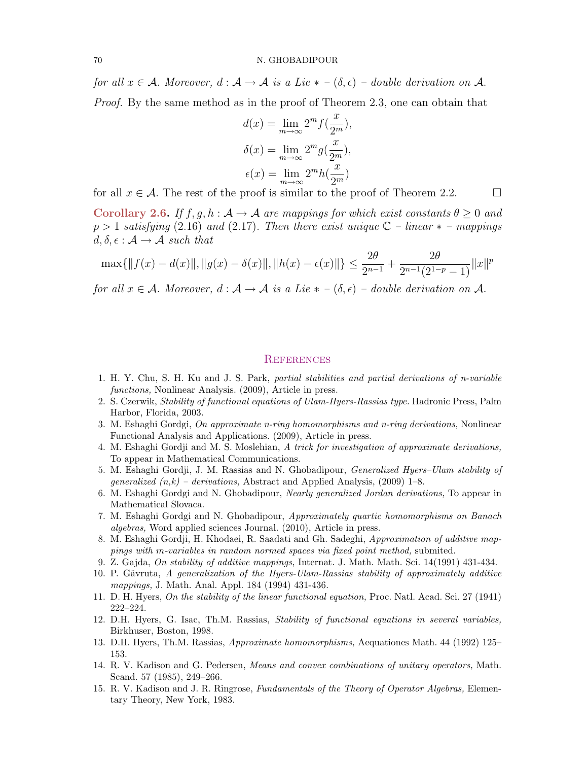*for all $x \in \mathcal{A}$. Moreover, $d : \mathcal{A} \to \mathcal{A}$ is a Lie $*$ – $(\delta, \epsilon)$ – double derivation on $\mathcal{A}$.*

*Proof.* By the same method as in the proof of Theorem 2.3, one can obtain that

$$d(x) = \lim_{m\to\infty} 2^m f(\frac{x}{2^m}),$$

$$\delta(x) = \lim_{m\to\infty} 2^m g(\frac{x}{2^m}),$$

$$\epsilon(x) = \lim_{m\to\infty} 2^m h(\frac{x}{2^m})$$

for all $x \in \mathcal{A}$. The rest of the proof is similar to the proof of Theorem 2.2. □

**Corollary 2.6.** *If $f, g, h : \mathcal{A} \to \mathcal{A}$ are mappings for which exist constants $\theta \geq 0$ and $p > 1$ satisfying (2.16) and (2.17). Then there exist unique $\mathbb{C}$ – linear $*$ – mappings $d, \delta, \epsilon : \mathcal{A} \to \mathcal{A}$ such that*

$$\max\{\|f(x) - d(x)\|, \|g(x) - \delta(x)\|, \|h(x) - \epsilon(x)\|\} \leq \frac{2\theta}{2^{n-1}} + \frac{2\theta}{2^{n-1}(2^{1-p} - 1)}\|x\|^p$$

*for all $x \in \mathcal{A}$. Moreover, $d : \mathcal{A} \to \mathcal{A}$ is a Lie $*$ – $(\delta, \epsilon)$ – double derivation on $\mathcal{A}$.*

## References

1. H. Y. Chu, S. H. Ku and J. S. Park, *partial stabilities and partial derivations of n-variable functions,* Nonlinear Analysis. (2009), Article in press.
2. S. Czerwik, *Stability of functional equations of Ulam-Hyers-Rassias type.* Hadronic Press, Palm Harbor, Florida, 2003.
3. M. Eshaghi Gordgi, *On approximate n-ring homomorphisms and n-ring derivations,* Nonlinear Functional Analysis and Applications. (2009), Article in press.
4. M. Eshaghi Gordji and M. S. Moslehian, *A trick for investigation of approximate derivations,* To appear in Mathematical Communications.
5. M. Eshaghi Gordji, J. M. Rassias and N. Ghobadipour, *Generalized Hyers–Ulam stability of generalized (n,k) – derivations,* Abstract and Applied Analysis, (2009) 1–8.
6. M. Eshaghi Gordgi and N. Ghobadipour, *Nearly generalized Jordan derivations,* To appear in Mathematical Slovaca.
7. M. Eshaghi Gordgi and N. Ghobadipour, *Approximately quartic homomorphisms on Banach algebras,* Word applied sciences Journal. (2010), Article in press.
8. M. Eshaghi Gordji, H. Khodaei, R. Saadati and Gh. Sadeghi, *Approximation of additive mappings with m-variables in random normed spaces via fixed point method,* submited.
9. Z. Gajda, *On stability of additive mappings,* Internat. J. Math. Math. Sci. 14(1991) 431-434.
10. P. Găvruta, *A generalization of the Hyers-Ulam-Rassias stability of approximately additive mappings,* J. Math. Anal. Appl. 184 (1994) 431-436.
11. D. H. Hyers, *On the stability of the linear functional equation,* Proc. Natl. Acad. Sci. 27 (1941) 222–224.
12. D.H. Hyers, G. Isac, Th.M. Rassias, *Stability of functional equations in several variables,* Birkhuser, Boston, 1998.
13. D.H. Hyers, Th.M. Rassias, *Approximate homomorphisms,* Aequationes Math. 44 (1992) 125–153.
14. R. V. Kadison and G. Pedersen, *Means and convex combinations of unitary operators,* Math. Scand. 57 (1985), 249–266.
15. R. V. Kadison and J. R. Ringrose, *Fundamentals of the Theory of Operator Algebras,* Elementary Theory, New York, 1983.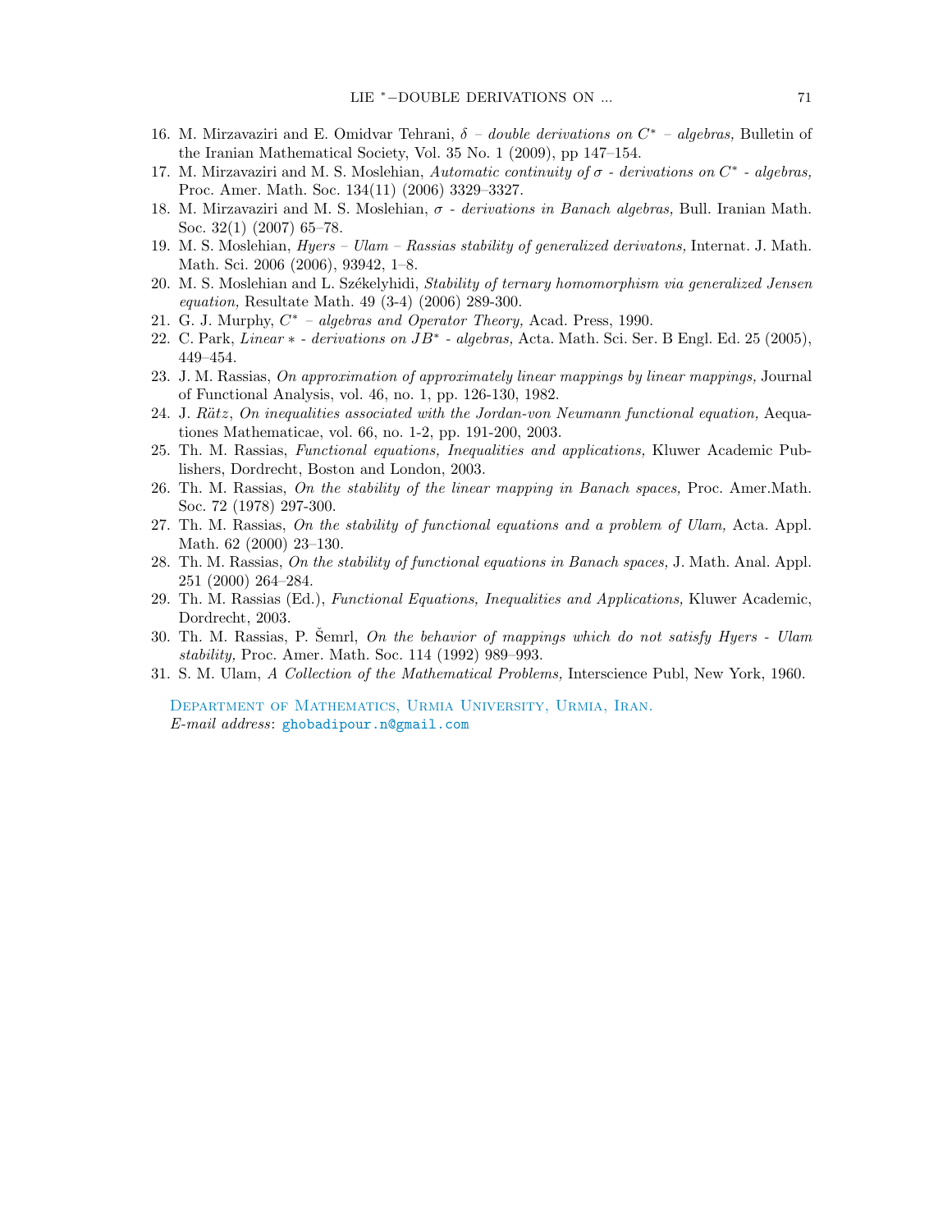16. M. Mirzavaziri and E. Omidvar Tehrani, *$\delta$ – double derivations on $C^*$ – algebras,* Bulletin of the Iranian Mathematical Society, Vol. 35 No. 1 (2009), pp 147–154.
17. M. Mirzavaziri and M. S. Moslehian, *Automatic continuity of $\sigma$ - derivations on $C^*$ - algebras,* Proc. Amer. Math. Soc. 134(11) (2006) 3329–3327.
18. M. Mirzavaziri and M. S. Moslehian, *$\sigma$ - derivations in Banach algebras,* Bull. Iranian Math. Soc. 32(1) (2007) 65–78.
19. M. S. Moslehian, *Hyers – Ulam – Rassias stability of generalized derivatons,* Internat. J. Math. Math. Sci. 2006 (2006), 93942, 1–8.
20. M. S. Moslehian and L. Székelyhidi, *Stability of ternary homomorphism via generalized Jensen equation,* Resultate Math. 49 (3-4) (2006) 289-300.
21. G. J. Murphy, *$C^*$ – algebras and Operator Theory,* Acad. Press, 1990.
22. C. Park, *Linear $*$ - derivations on $JB^*$ - algebras,* Acta. Math. Sci. Ser. B Engl. Ed. 25 (2005), 449–454.
23. J. M. Rassias, *On approximation of approximately linear mappings by linear mappings,* Journal of Functional Analysis, vol. 46, no. 1, pp. 126-130, 1982.
24. J. *Rätz*, *On inequalities associated with the Jordan-von Neumann functional equation,* Aequationes Mathematicae, vol. 66, no. 1-2, pp. 191-200, 2003.
25. Th. M. Rassias, *Functional equations, Inequalities and applications,* Kluwer Academic Publishers, Dordrecht, Boston and London, 2003.
26. Th. M. Rassias, *On the stability of the linear mapping in Banach spaces,* Proc. Amer.Math. Soc. 72 (1978) 297-300.
27. Th. M. Rassias, *On the stability of functional equations and a problem of Ulam,* Acta. Appl. Math. 62 (2000) 23–130.
28. Th. M. Rassias, *On the stability of functional equations in Banach spaces,* J. Math. Anal. Appl. 251 (2000) 264–284.
29. Th. M. Rassias (Ed.), *Functional Equations, Inequalities and Applications,* Kluwer Academic, Dordrecht, 2003.
30. Th. M. Rassias, P. Šemrl, *On the behavior of mappings which do not satisfy Hyers - Ulam stability,* Proc. Amer. Math. Soc. 114 (1992) 989–993.
31. S. M. Ulam, *A Collection of the Mathematical Problems,* Interscience Publ, New York, 1960.

Department of Mathematics, Urmia University, Urmia, Iran.
*E-mail address*: ghobadipour.n@gmail.com